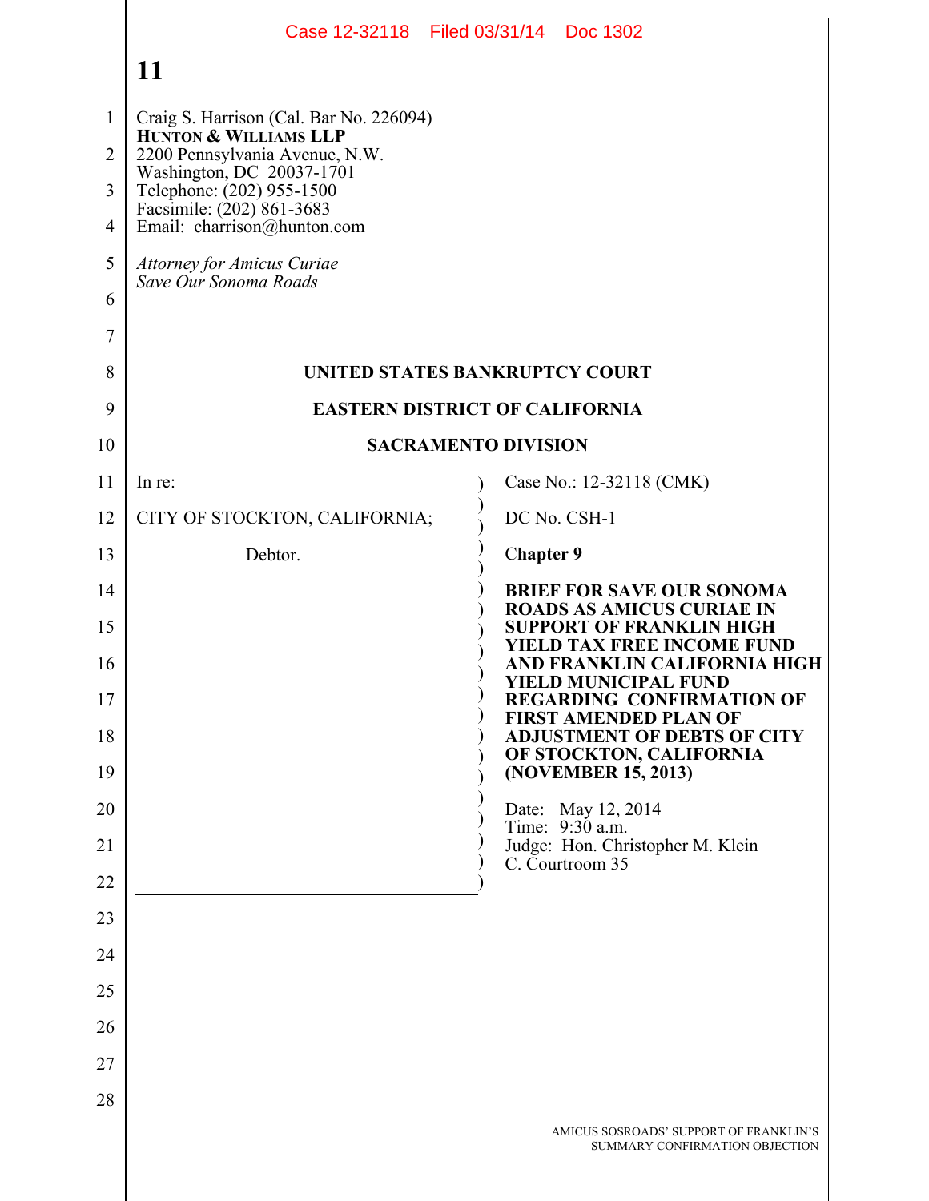Craig S. Harrison (Cal. Bar No. 226094)
**HUNTON & WILLIAMS LLP**
2200 Pennsylvania Avenue, N.W.
Washington, DC 20037-1701
Telephone: (202) 955-1500
Facsimile: (202) 861-3683
Email: charrison@hunton.com

*Attorney for Amicus Curiae*
*Save Our Sonoma Roads*

**UNITED STATES BANKRUPTCY COURT**

**EASTERN DISTRICT OF CALIFORNIA**

**SACRAMENTO DIVISION**

In re:

CITY OF STOCKTON, CALIFORNIA;

Debtor.

Case No.: 12-32118 (CMK)

DC No. CSH-1

**Chapter 9**

**BRIEF FOR SAVE OUR SONOMA ROADS AS AMICUS CURIAE IN SUPPORT OF FRANKLIN HIGH YIELD TAX FREE INCOME FUND AND FRANKLIN CALIFORNIA HIGH YIELD MUNICIPAL FUND REGARDING CONFIRMATION OF FIRST AMENDED PLAN OF ADJUSTMENT OF DEBTS OF CITY OF STOCKTON, CALIFORNIA (NOVEMBER 15, 2013)**

Date: May 12, 2014
Time: 9:30 a.m.
Judge: Hon. Christopher M. Klein
C. Courtroom 35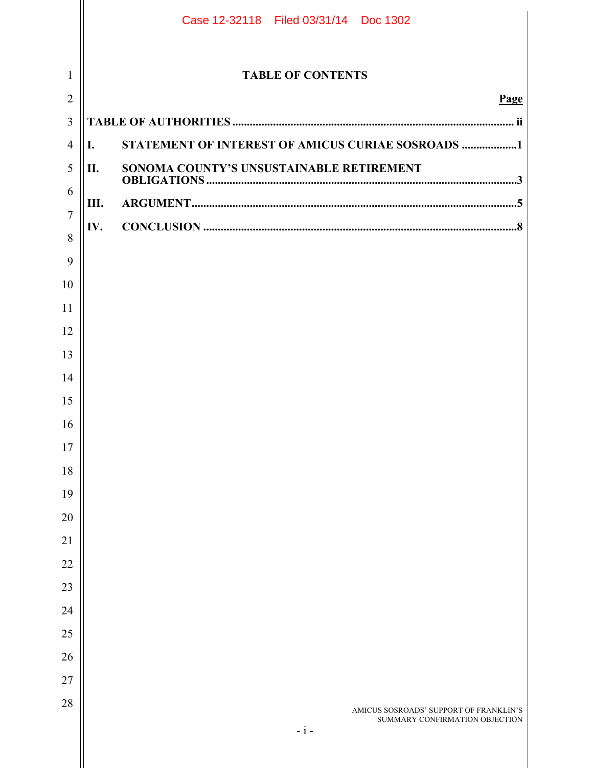# TABLE OF CONTENTS

| | | Page |
|---|---|---|
| **TABLE OF AUTHORITIES** | | **ii** |
| **I.** | **STATEMENT OF INTEREST OF AMICUS CURIAE SOSROADS** | **1** |
| **II.** | **SONOMA COUNTY'S UNSUSTAINABLE RETIREMENT OBLIGATIONS** | **3** |
| **III.** | **ARGUMENT** | **5** |
| **IV.** | **CONCLUSION** | **8** |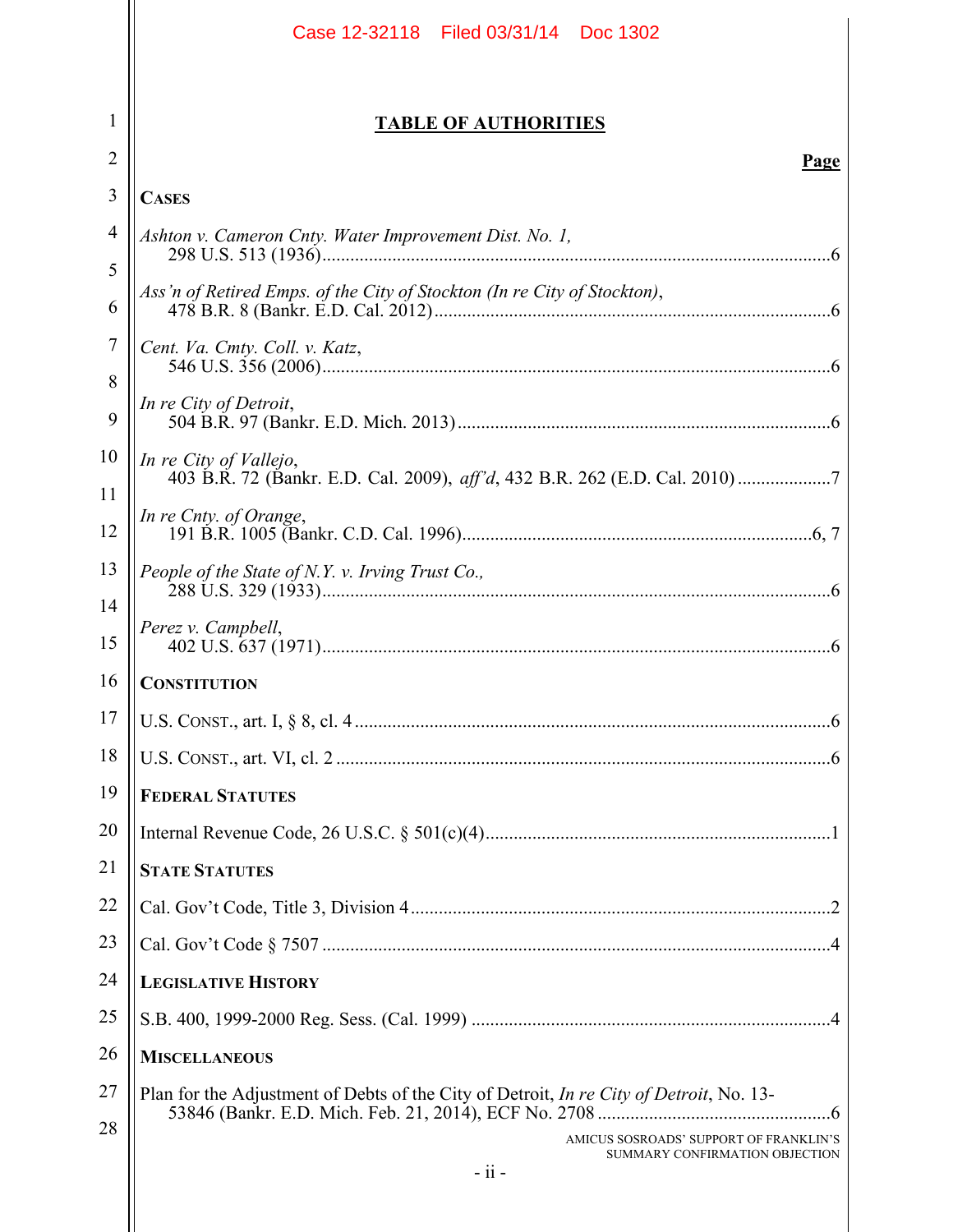## TABLE OF AUTHORITIES

**Page**

**CASES**

*Ashton v. Cameron Cnty. Water Improvement Dist. No. 1,*
298 U.S. 513 (1936) ............................................................ 6

*Ass'n of Retired Emps. of the City of Stockton (In re City of Stockton)*,
478 B.R. 8 (Bankr. E.D. Cal. 2012) ............................................................ 6

*Cent. Va. Cmty. Coll. v. Katz*,
546 U.S. 356 (2006) ............................................................ 6

*In re City of Detroit*,
504 B.R. 97 (Bankr. E.D. Mich. 2013) ............................................................ 6

*In re City of Vallejo*,
403 B.R. 72 (Bankr. E.D. Cal. 2009), *aff'd*, 432 B.R. 262 (E.D. Cal. 2010) .................... 7

*In re Cnty. of Orange*,
191 B.R. 1005 (Bankr. C.D. Cal. 1996) ............................................................ 6, 7

*People of the State of N.Y. v. Irving Trust Co.,*
288 U.S. 329 (1933) ............................................................ 6

*Perez v. Campbell*,
402 U.S. 637 (1971) ............................................................ 6

**CONSTITUTION**

U.S. CONST., art. I, § 8, cl. 4 ............................................................ 6

U.S. CONST., art. VI, cl. 2 ............................................................ 6

**FEDERAL STATUTES**

Internal Revenue Code, 26 U.S.C. § 501(c)(4) ............................................................ 1

**STATE STATUTES**

Cal. Gov't Code, Title 3, Division 4 ............................................................ 2

Cal. Gov't Code § 7507 ............................................................ 4

**LEGISLATIVE HISTORY**

S.B. 400, 1999-2000 Reg. Sess. (Cal. 1999) ............................................................ 4

**MISCELLANEOUS**

Plan for the Adjustment of Debts of the City of Detroit, *In re City of Detroit*, No. 13-53846 (Bankr. E.D. Mich. Feb. 21, 2014), ECF No. 2708 ............................................................ 6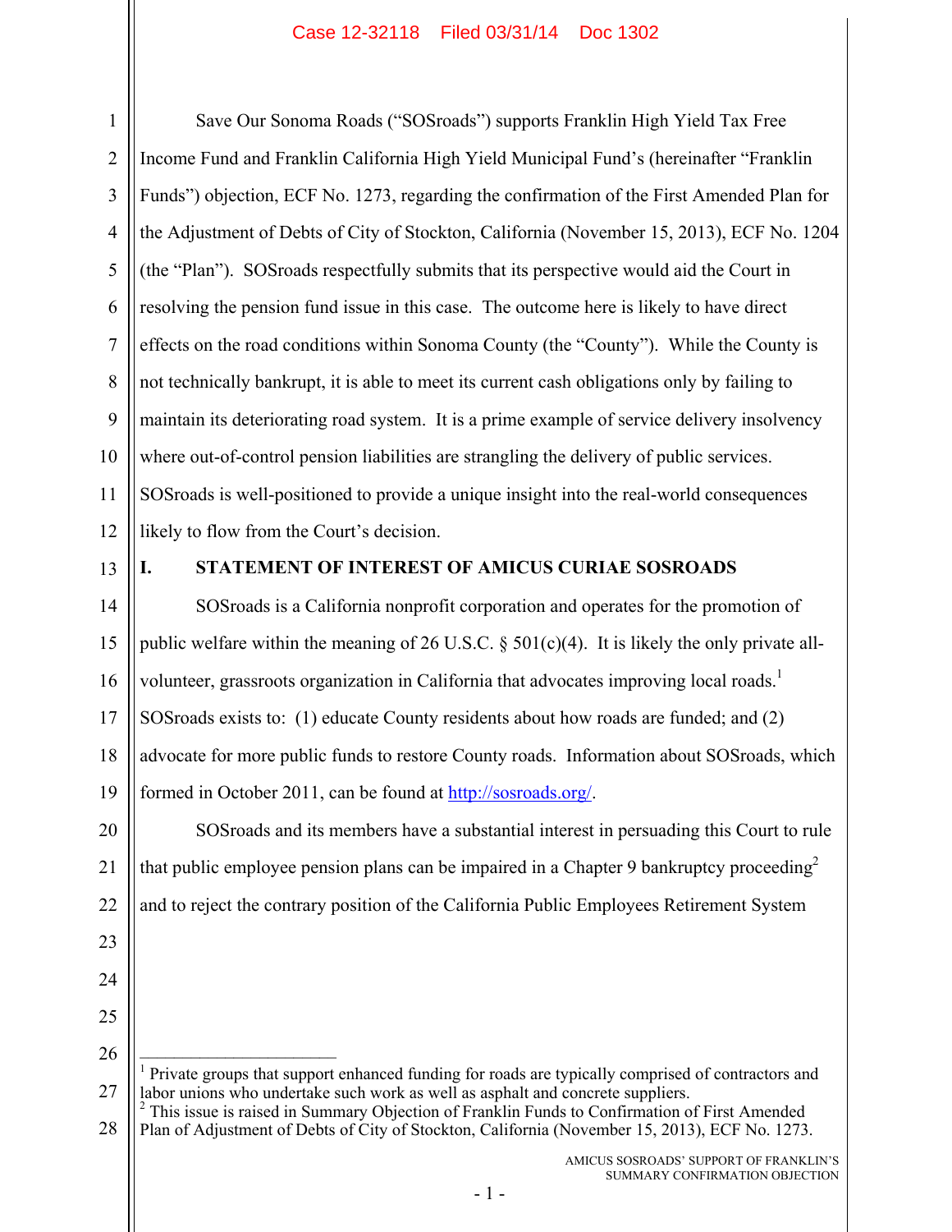Save Our Sonoma Roads ("SOSroads") supports Franklin High Yield Tax Free Income Fund and Franklin California High Yield Municipal Fund's (hereinafter "Franklin Funds") objection, ECF No. 1273, regarding the confirmation of the First Amended Plan for the Adjustment of Debts of City of Stockton, California (November 15, 2013), ECF No. 1204 (the "Plan"). SOSroads respectfully submits that its perspective would aid the Court in resolving the pension fund issue in this case. The outcome here is likely to have direct effects on the road conditions within Sonoma County (the "County"). While the County is not technically bankrupt, it is able to meet its current cash obligations only by failing to maintain its deteriorating road system. It is a prime example of service delivery insolvency where out-of-control pension liabilities are strangling the delivery of public services. SOSroads is well-positioned to provide a unique insight into the real-world consequences likely to flow from the Court's decision.

## I. STATEMENT OF INTEREST OF AMICUS CURIAE SOSROADS

SOSroads is a California nonprofit corporation and operates for the promotion of public welfare within the meaning of 26 U.S.C. § 501(c)(4). It is likely the only private all-volunteer, grassroots organization in California that advocates improving local roads.[1] SOSroads exists to: (1) educate County residents about how roads are funded; and (2) advocate for more public funds to restore County roads. Information about SOSroads, which formed in October 2011, can be found at http://sosroads.org/.

SOSroads and its members have a substantial interest in persuading this Court to rule that public employee pension plans can be impaired in a Chapter 9 bankruptcy proceeding[2] and to reject the contrary position of the California Public Employees Retirement System

---

[1] Private groups that support enhanced funding for roads are typically comprised of contractors and labor unions who undertake such work as well as asphalt and concrete suppliers.

[2] This issue is raised in Summary Objection of Franklin Funds to Confirmation of First Amended Plan of Adjustment of Debts of City of Stockton, California (November 15, 2013), ECF No. 1273.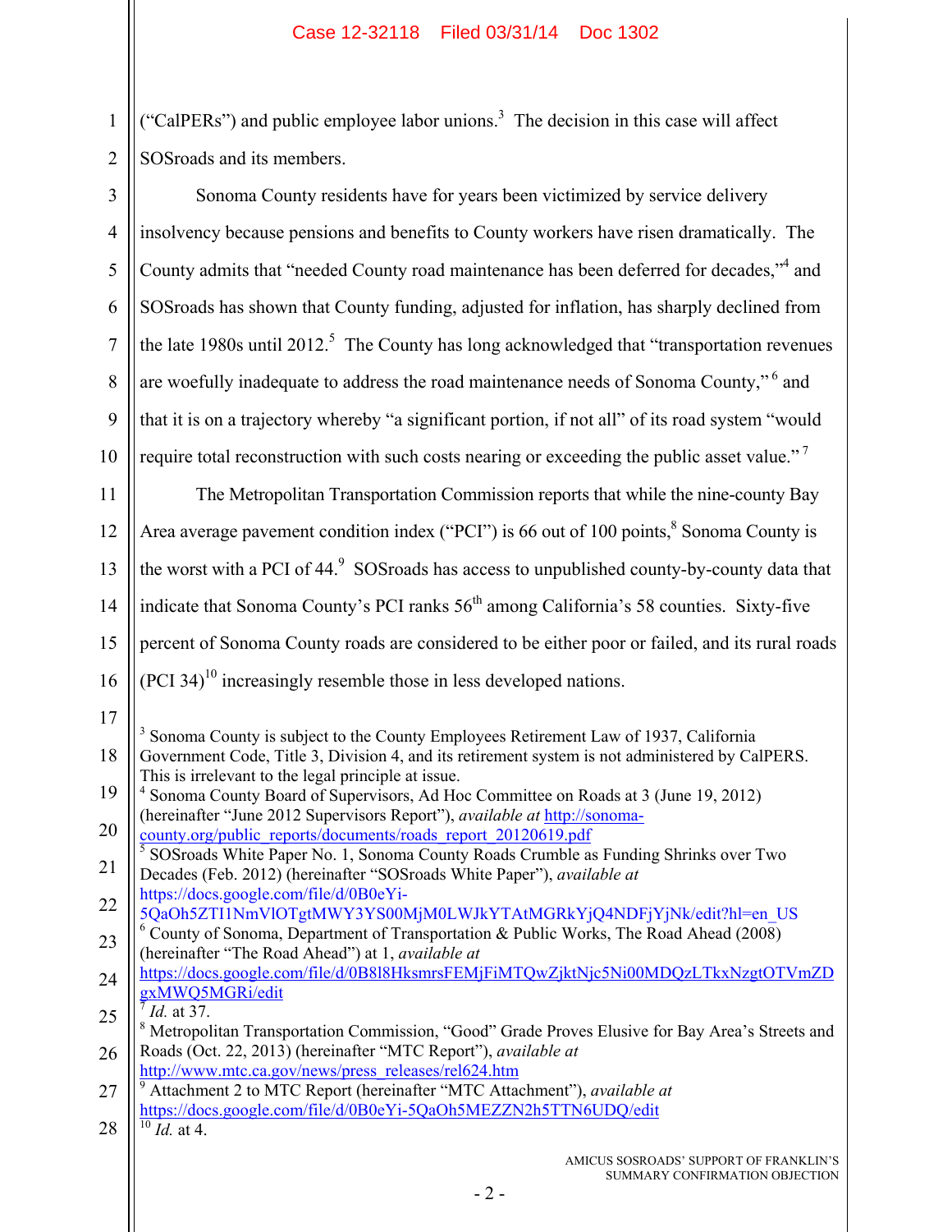("CalPERs") and public employee labor unions.[3] The decision in this case will affect SOSroads and its members.

Sonoma County residents have for years been victimized by service delivery insolvency because pensions and benefits to County workers have risen dramatically. The County admits that "needed County road maintenance has been deferred for decades,"[4] and SOSroads has shown that County funding, adjusted for inflation, has sharply declined from the late 1980s until 2012.[5] The County has long acknowledged that "transportation revenues are woefully inadequate to address the road maintenance needs of Sonoma County," [6] and that it is on a trajectory whereby "a significant portion, if not all" of its road system "would require total reconstruction with such costs nearing or exceeding the public asset value." [7]

The Metropolitan Transportation Commission reports that while the nine-county Bay Area average pavement condition index ("PCI") is 66 out of 100 points,[8] Sonoma County is the worst with a PCI of 44.[9] SOSroads has access to unpublished county-by-county data that indicate that Sonoma County's PCI ranks 56th among California's 58 counties. Sixty-five percent of Sonoma County roads are considered to be either poor or failed, and its rural roads (PCI 34)[10] increasingly resemble those in less developed nations.

---

[3] Sonoma County is subject to the County Employees Retirement Law of 1937, California Government Code, Title 3, Division 4, and its retirement system is not administered by CalPERS. This is irrelevant to the legal principle at issue.

[4] Sonoma County Board of Supervisors, Ad Hoc Committee on Roads at 3 (June 19, 2012) (hereinafter "June 2012 Supervisors Report"), *available at* http://sonoma-county.org/public_reports/documents/roads_report_20120619.pdf

[5] SOSroads White Paper No. 1, Sonoma County Roads Crumble as Funding Shrinks over Two Decades (Feb. 2012) (hereinafter "SOSroads White Paper"), *available at* https://docs.google.com/file/d/0B0eYi-5QaOh5ZTI1NmVlOTgtMWY3YS00MjM0LWJkYTAtMGRkYjQ4NDFjYjNk/edit?hl=en_US

[6] County of Sonoma, Department of Transportation & Public Works, The Road Ahead (2008) (hereinafter "The Road Ahead") at 1, *available at* https://docs.google.com/file/d/0B8l8HksmrsFEMjFiMTQwZjktNjc5Ni00MDQzLTkxNzgtOTVmZDgxMWQ5MGRi/edit

[7] *Id.* at 37.

[8] Metropolitan Transportation Commission, "Good" Grade Proves Elusive for Bay Area's Streets and Roads (Oct. 22, 2013) (hereinafter "MTC Report"), *available at* http://www.mtc.ca.gov/news/press_releases/rel624.htm

[9] Attachment 2 to MTC Report (hereinafter "MTC Attachment"), *available at* https://docs.google.com/file/d/0B0eYi-5QaOh5MEZZN2h5TTN6UDQ/edit

[10] *Id.* at 4.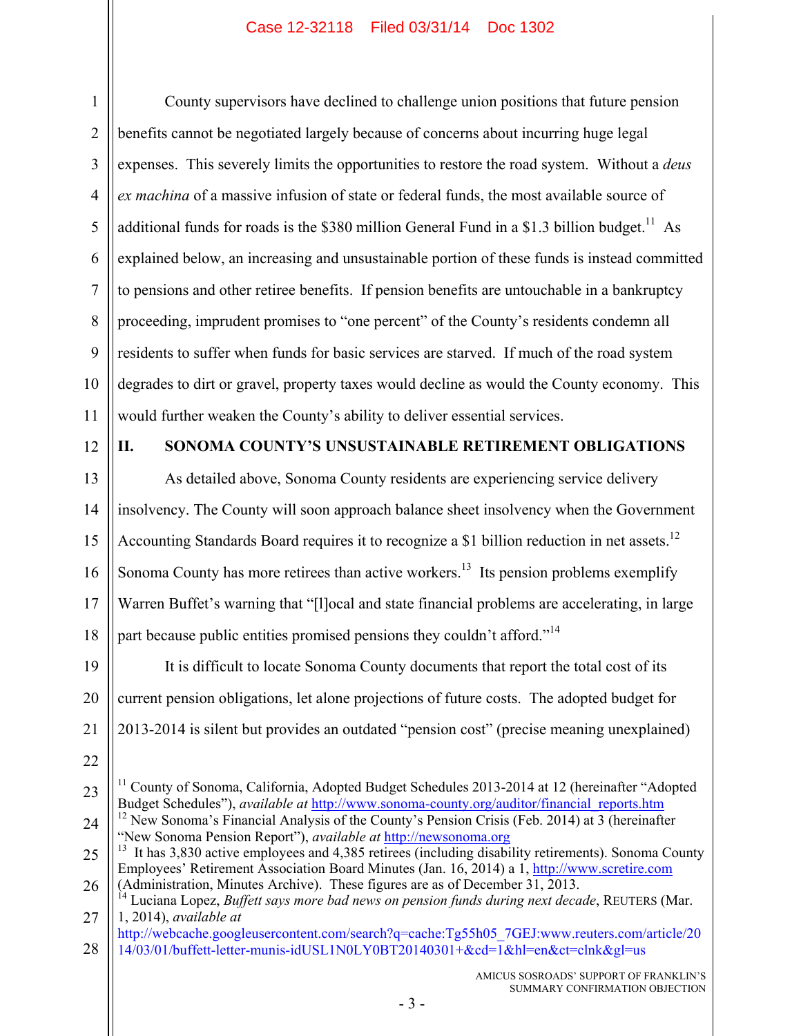County supervisors have declined to challenge union positions that future pension benefits cannot be negotiated largely because of concerns about incurring huge legal expenses. This severely limits the opportunities to restore the road system. Without a *deus ex machina* of a massive infusion of state or federal funds, the most available source of additional funds for roads is the $380 million General Fund in a $1.3 billion budget.[11] As explained below, an increasing and unsustainable portion of these funds is instead committed to pensions and other retiree benefits. If pension benefits are untouchable in a bankruptcy proceeding, imprudent promises to "one percent" of the County's residents condemn all residents to suffer when funds for basic services are starved. If much of the road system degrades to dirt or gravel, property taxes would decline as would the County economy. This would further weaken the County's ability to deliver essential services.

## II. SONOMA COUNTY'S UNSUSTAINABLE RETIREMENT OBLIGATIONS

As detailed above, Sonoma County residents are experiencing service delivery insolvency. The County will soon approach balance sheet insolvency when the Government Accounting Standards Board requires it to recognize a $1 billion reduction in net assets.[12] Sonoma County has more retirees than active workers.[13] Its pension problems exemplify Warren Buffet's warning that "[l]ocal and state financial problems are accelerating, in large part because public entities promised pensions they couldn't afford."[14]

It is difficult to locate Sonoma County documents that report the total cost of its current pension obligations, let alone projections of future costs. The adopted budget for 2013-2014 is silent but provides an outdated "pension cost" (precise meaning unexplained)

---

[11] County of Sonoma, California, Adopted Budget Schedules 2013-2014 at 12 (hereinafter "Adopted Budget Schedules"), *available at* http://www.sonoma-county.org/auditor/financial_reports.htm

[12] New Sonoma's Financial Analysis of the County's Pension Crisis (Feb. 2014) at 3 (hereinafter "New Sonoma Pension Report"), *available at* http://newsonoma.org

[13] It has 3,830 active employees and 4,385 retirees (including disability retirements). Sonoma County Employees' Retirement Association Board Minutes (Jan. 16, 2014) a 1, http://www.scretire.com (Administration, Minutes Archive). These figures are as of December 31, 2013.

[14] Luciana Lopez, *Buffett says more bad news on pension funds during next decade*, REUTERS (Mar. 1, 2014), *available at* http://webcache.googleusercontent.com/search?q=cache:Tg55h05_7GEJ:www.reuters.com/article/2014/03/01/buffett-letter-munis-idUSL1N0LY0BT20140301+&cd=1&hl=en&ct=clnk&gl=us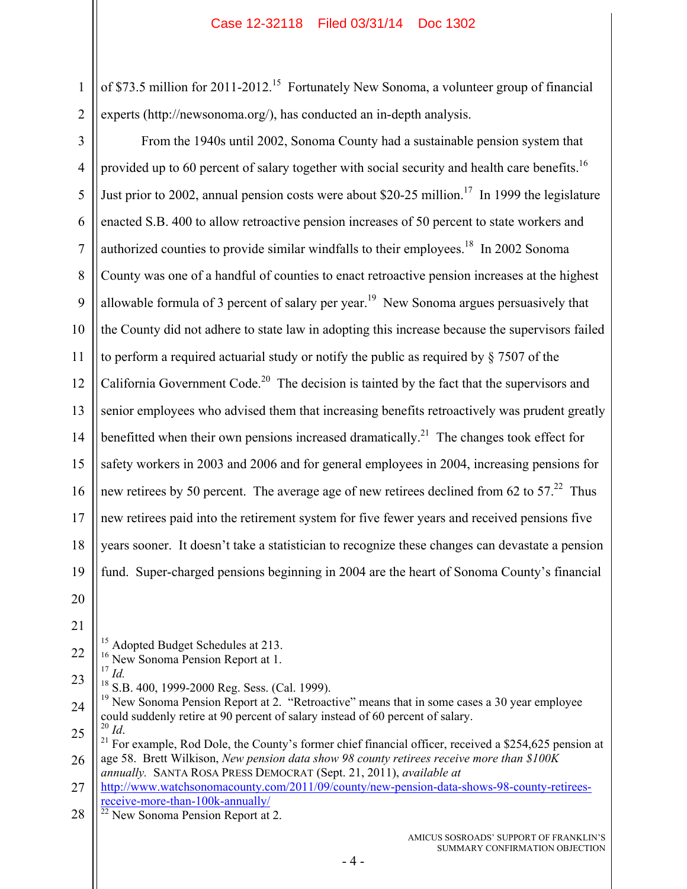of $73.5 million for 2011-2012.[15] Fortunately New Sonoma, a volunteer group of financial experts (http://newsonoma.org/), has conducted an in-depth analysis.

From the 1940s until 2002, Sonoma County had a sustainable pension system that provided up to 60 percent of salary together with social security and health care benefits.[16] Just prior to 2002, annual pension costs were about $20-25 million.[17] In 1999 the legislature enacted S.B. 400 to allow retroactive pension increases of 50 percent to state workers and authorized counties to provide similar windfalls to their employees.[18] In 2002 Sonoma County was one of a handful of counties to enact retroactive pension increases at the highest allowable formula of 3 percent of salary per year.[19] New Sonoma argues persuasively that the County did not adhere to state law in adopting this increase because the supervisors failed to perform a required actuarial study or notify the public as required by § 7507 of the California Government Code.[20] The decision is tainted by the fact that the supervisors and senior employees who advised them that increasing benefits retroactively was prudent greatly benefitted when their own pensions increased dramatically.[21] The changes took effect for safety workers in 2003 and 2006 and for general employees in 2004, increasing pensions for new retirees by 50 percent. The average age of new retirees declined from 62 to 57.[22] Thus new retirees paid into the retirement system for five fewer years and received pensions five years sooner. It doesn't take a statistician to recognize these changes can devastate a pension fund. Super-charged pensions beginning in 2004 are the heart of Sonoma County's financial

---

[15] Adopted Budget Schedules at 213.
[16] New Sonoma Pension Report at 1.
[17] *Id.*
[18] S.B. 400, 1999-2000 Reg. Sess. (Cal. 1999).
[19] New Sonoma Pension Report at 2. "Retroactive" means that in some cases a 30 year employee could suddenly retire at 90 percent of salary instead of 60 percent of salary.
[20] *Id*.
[21] For example, Rod Dole, the County's former chief financial officer, received a $254,625 pension at age 58. Brett Wilkison, *New pension data show 98 county retirees receive more than $100K annually.* SANTA ROSA PRESS DEMOCRAT (Sept. 21, 2011), *available at* http://www.watchsonomacounty.com/2011/09/county/new-pension-data-shows-98-county-retirees-receive-more-than-100k-annually/
[22] New Sonoma Pension Report at 2.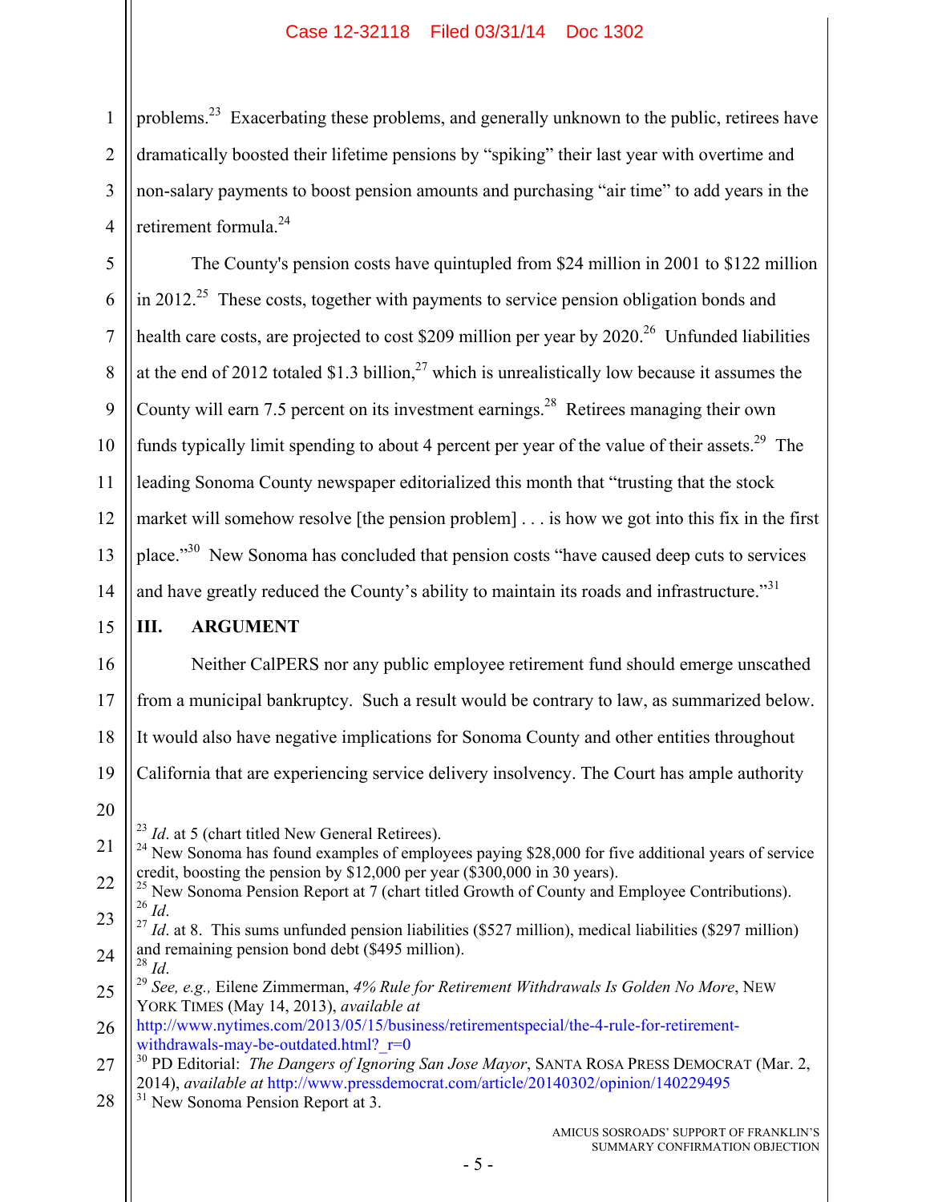problems.[23] Exacerbating these problems, and generally unknown to the public, retirees have dramatically boosted their lifetime pensions by "spiking" their last year with overtime and non-salary payments to boost pension amounts and purchasing "air time" to add years in the retirement formula.[24]

The County's pension costs have quintupled from $24 million in 2001 to $122 million in 2012.[25] These costs, together with payments to service pension obligation bonds and health care costs, are projected to cost $209 million per year by 2020.[26] Unfunded liabilities at the end of 2012 totaled $1.3 billion,[27] which is unrealistically low because it assumes the County will earn 7.5 percent on its investment earnings.[28] Retirees managing their own funds typically limit spending to about 4 percent per year of the value of their assets.[29] The leading Sonoma County newspaper editorialized this month that "trusting that the stock market will somehow resolve [the pension problem] . . . is how we got into this fix in the first place."[30] New Sonoma has concluded that pension costs "have caused deep cuts to services and have greatly reduced the County's ability to maintain its roads and infrastructure."[31]

## III. ARGUMENT

Neither CalPERS nor any public employee retirement fund should emerge unscathed from a municipal bankruptcy. Such a result would be contrary to law, as summarized below. It would also have negative implications for Sonoma County and other entities throughout California that are experiencing service delivery insolvency. The Court has ample authority

---

[23] *Id*. at 5 (chart titled New General Retirees).

[24] New Sonoma has found examples of employees paying $28,000 for five additional years of service credit, boosting the pension by $12,000 per year ($300,000 in 30 years).

[25] New Sonoma Pension Report at 7 (chart titled Growth of County and Employee Contributions).

[26] *Id*.

[27] *Id*. at 8. This sums unfunded pension liabilities ($527 million), medical liabilities ($297 million) and remaining pension bond debt ($495 million).

[28] *Id*.

[29] *See, e.g.,* Eilene Zimmerman, *4% Rule for Retirement Withdrawals Is Golden No More*, NEW YORK TIMES (May 14, 2013), *available at* http://www.nytimes.com/2013/05/15/business/retirementspecial/the-4-rule-for-retirement-withdrawals-may-be-outdated.html?_r=0

[30] PD Editorial: *The Dangers of Ignoring San Jose Mayor*, SANTA ROSA PRESS DEMOCRAT (Mar. 2, 2014), *available at* http://www.pressdemocrat.com/article/20140302/opinion/140229495

[31] New Sonoma Pension Report at 3.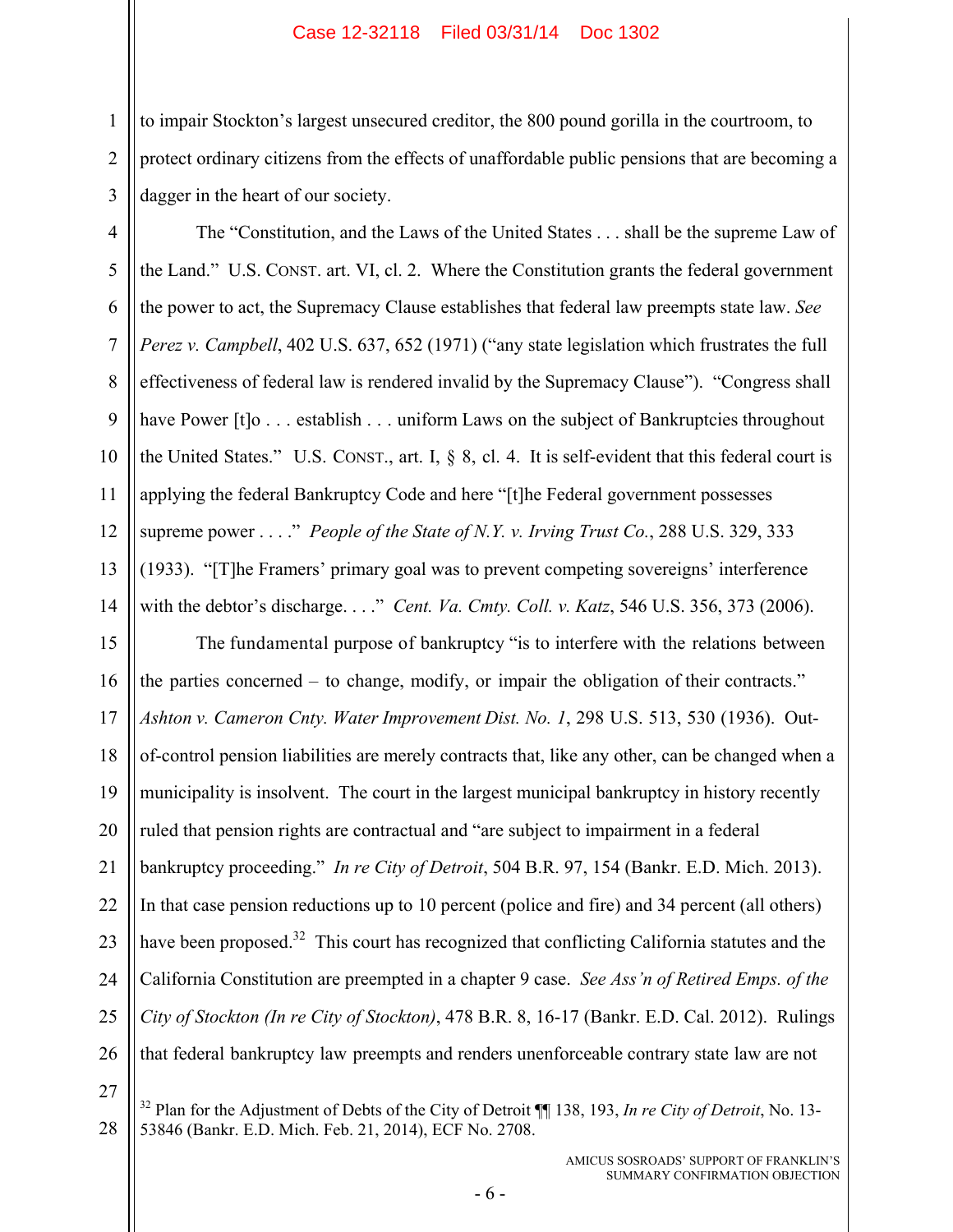to impair Stockton's largest unsecured creditor, the 800 pound gorilla in the courtroom, to protect ordinary citizens from the effects of unaffordable public pensions that are becoming a dagger in the heart of our society.

The "Constitution, and the Laws of the United States . . . shall be the supreme Law of the Land." U.S. CONST. art. VI, cl. 2. Where the Constitution grants the federal government the power to act, the Supremacy Clause establishes that federal law preempts state law. *See Perez v. Campbell*, 402 U.S. 637, 652 (1971) ("any state legislation which frustrates the full effectiveness of federal law is rendered invalid by the Supremacy Clause"). "Congress shall have Power [t]o . . . establish . . . uniform Laws on the subject of Bankruptcies throughout the United States." U.S. CONST., art. I, § 8, cl. 4. It is self-evident that this federal court is applying the federal Bankruptcy Code and here "[t]he Federal government possesses supreme power . . . ." *People of the State of N.Y. v. Irving Trust Co.*, 288 U.S. 329, 333 (1933). "[T]he Framers' primary goal was to prevent competing sovereigns' interference with the debtor's discharge. . . ." *Cent. Va. Cmty. Coll. v. Katz*, 546 U.S. 356, 373 (2006).

The fundamental purpose of bankruptcy "is to interfere with the relations between the parties concerned – to change, modify, or impair the obligation of their contracts." *Ashton v. Cameron Cnty. Water Improvement Dist. No. 1*, 298 U.S. 513, 530 (1936). Out-of-control pension liabilities are merely contracts that, like any other, can be changed when a municipality is insolvent. The court in the largest municipal bankruptcy in history recently ruled that pension rights are contractual and "are subject to impairment in a federal bankruptcy proceeding." *In re City of Detroit*, 504 B.R. 97, 154 (Bankr. E.D. Mich. 2013). In that case pension reductions up to 10 percent (police and fire) and 34 percent (all others) have been proposed.[32] This court has recognized that conflicting California statutes and the California Constitution are preempted in a chapter 9 case. *See Ass'n of Retired Emps. of the City of Stockton (In re City of Stockton)*, 478 B.R. 8, 16-17 (Bankr. E.D. Cal. 2012). Rulings that federal bankruptcy law preempts and renders unenforceable contrary state law are not

[32] Plan for the Adjustment of Debts of the City of Detroit ¶¶ 138, 193, *In re City of Detroit*, No. 13-53846 (Bankr. E.D. Mich. Feb. 21, 2014), ECF No. 2708.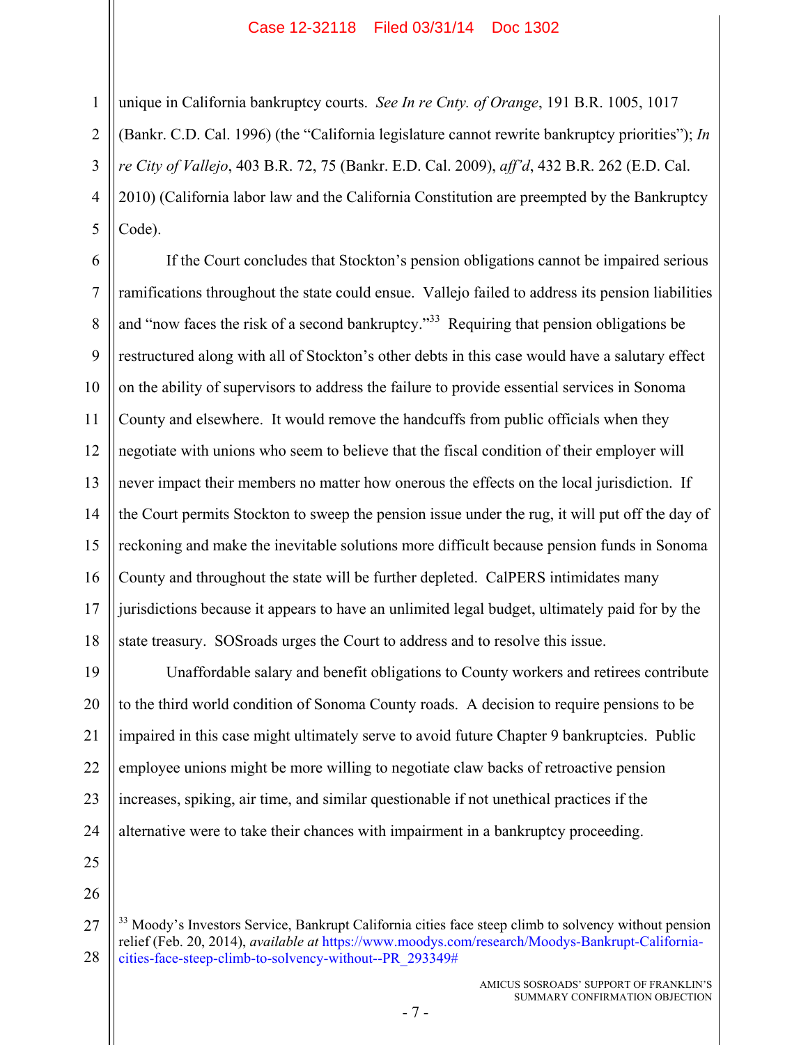unique in California bankruptcy courts. *See In re Cnty. of Orange*, 191 B.R. 1005, 1017 (Bankr. C.D. Cal. 1996) (the "California legislature cannot rewrite bankruptcy priorities"); *In re City of Vallejo*, 403 B.R. 72, 75 (Bankr. E.D. Cal. 2009), *aff'd*, 432 B.R. 262 (E.D. Cal. 2010) (California labor law and the California Constitution are preempted by the Bankruptcy Code).

If the Court concludes that Stockton's pension obligations cannot be impaired serious ramifications throughout the state could ensue. Vallejo failed to address its pension liabilities and "now faces the risk of a second bankruptcy."[33] Requiring that pension obligations be restructured along with all of Stockton's other debts in this case would have a salutary effect on the ability of supervisors to address the failure to provide essential services in Sonoma County and elsewhere. It would remove the handcuffs from public officials when they negotiate with unions who seem to believe that the fiscal condition of their employer will never impact their members no matter how onerous the effects on the local jurisdiction. If the Court permits Stockton to sweep the pension issue under the rug, it will put off the day of reckoning and make the inevitable solutions more difficult because pension funds in Sonoma County and throughout the state will be further depleted. CalPERS intimidates many jurisdictions because it appears to have an unlimited legal budget, ultimately paid for by the state treasury. SOSroads urges the Court to address and to resolve this issue.

Unaffordable salary and benefit obligations to County workers and retirees contribute to the third world condition of Sonoma County roads. A decision to require pensions to be impaired in this case might ultimately serve to avoid future Chapter 9 bankruptcies. Public employee unions might be more willing to negotiate claw backs of retroactive pension increases, spiking, air time, and similar questionable if not unethical practices if the alternative were to take their chances with impairment in a bankruptcy proceeding.

[33] Moody's Investors Service, Bankrupt California cities face steep climb to solvency without pension relief (Feb. 20, 2014), *available at* https://www.moodys.com/research/Moodys-Bankrupt-California-cities-face-steep-climb-to-solvency-without--PR_293349#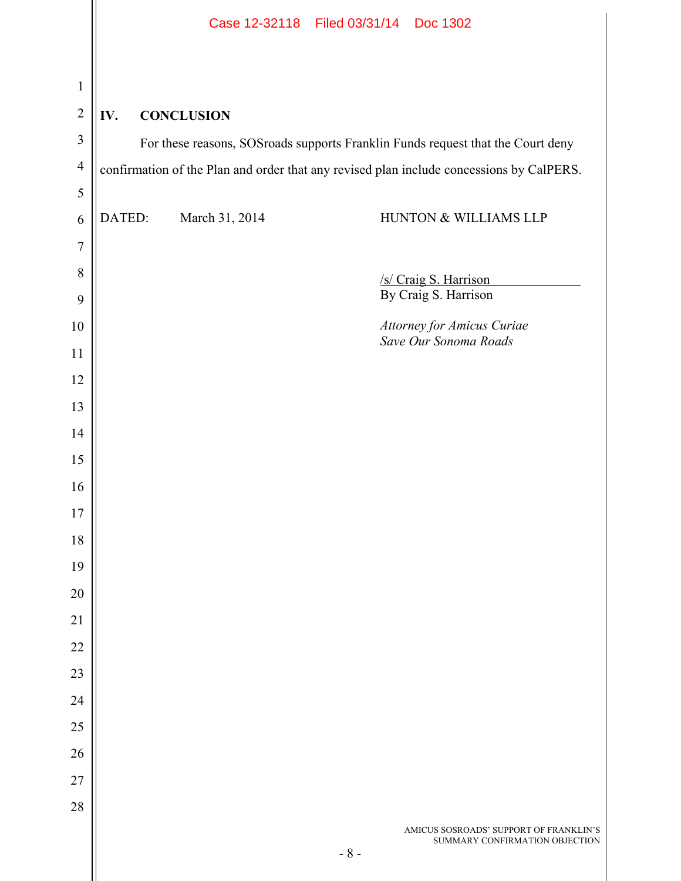## IV. CONCLUSION

For these reasons, SOSroads supports Franklin Funds request that the Court deny confirmation of the Plan and order that any revised plan include concessions by CalPERS.

DATED: March 31, 2014

HUNTON & WILLIAMS LLP

/s/ Craig S. Harrison
By Craig S. Harrison

*Attorney for Amicus Curiae*
*Save Our Sonoma Roads*